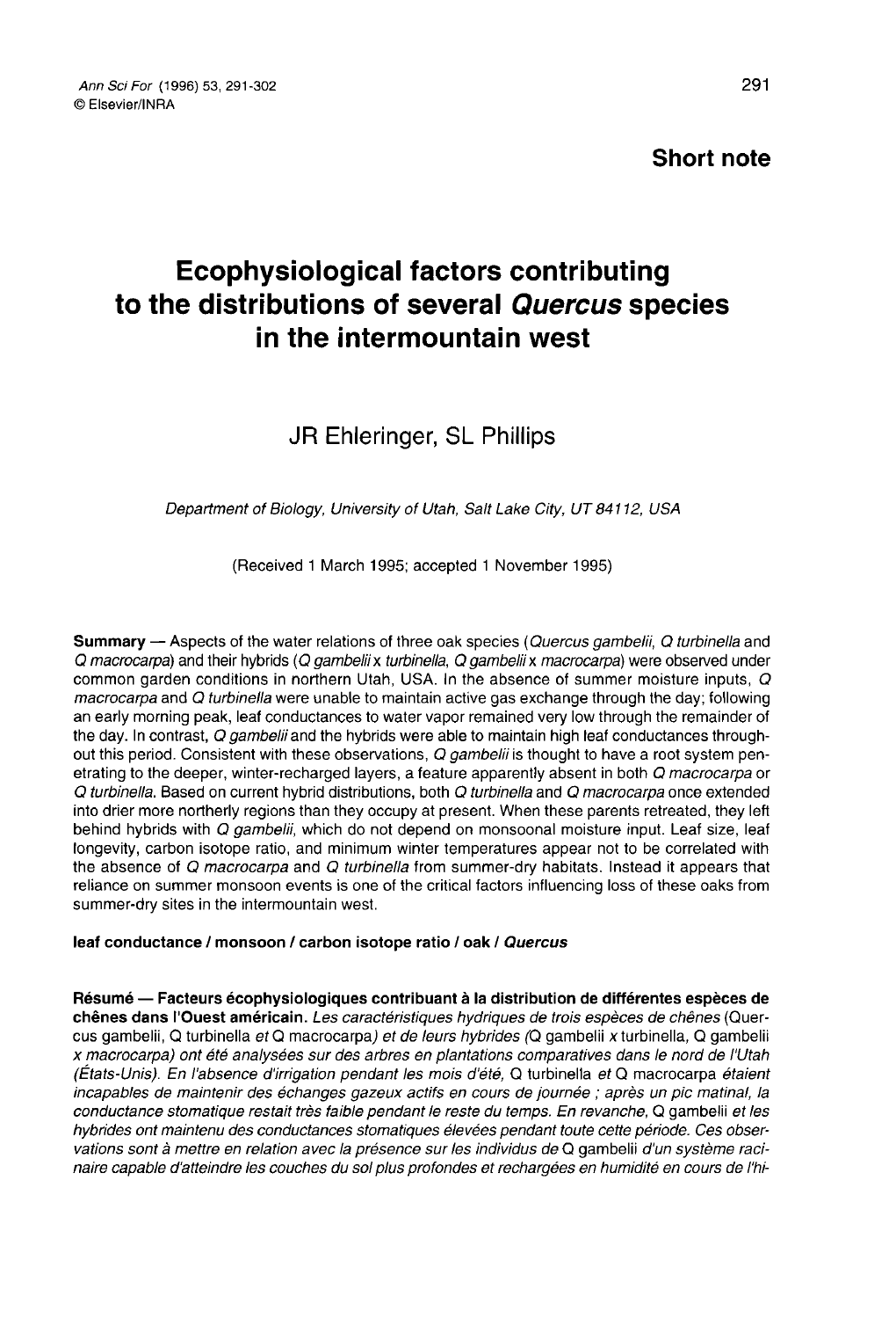**Short note**

# Ecophysiological factors contributing to the distributions of several *Quercus* species in the intermountain west

JR Ehleringer, SL Phillips

*Department of Biology, University of Utah, Salt Lake City, UT 84112, USA*

(Received 1 March 1995; accepted 1 November 1995)

**Summary** — Aspects of the water relations of three oak species (*Quercus gambelii*, *Q turbinella* and *Q macrocarpa*) and their hybrids (*Q gambelii* x *turbinella*, *Q gambelii* x *macrocarpa*) were observed under common garden conditions in northern Utah, USA. In the absence of summer moisture inputs, *Q macrocarpa* and *Q turbinella* were unable to maintain active gas exchange through the day; following an early morning peak, leaf conductances to water vapor remained very low through the remainder of the day. In contrast, *Q gambelii* and the hybrids were able to maintain high leaf conductances throughout this period. Consistent with these observations, *Q gambelii* is thought to have a root system penetrating to the deeper, winter-recharged layers, a feature apparently absent in both *Q macrocarpa* or *Q turbinella*. Based on current hybrid distributions, both *Q turbinella* and *Q macrocarpa* once extended into drier more northerly regions than they occupy at present. When these parents retreated, they left behind hybrids with *Q gambelii*, which do not depend on monsoonal moisture input. Leaf size, leaf longevity, carbon isotope ratio, and minimum winter temperatures appear not to be correlated with the absence of *Q macrocarpa* and *Q turbinella* from summer-dry habitats. Instead it appears that reliance on summer monsoon events is one of the critical factors influencing loss of these oaks from summer-dry sites in the intermountain west.

**leaf conductance / monsoon / carbon isotope ratio / oak / *Quercus***

**Résumé — Facteurs écophysiologiques contribuant à la distribution de différentes espèces de chênes dans l'Ouest américain.** *Les caractéristiques hydriques de trois espèces de chênes (*Quercus gambelii, Q turbinella *et* Q macrocarpa*) et de leurs hybrides (*Q gambelii x turbinella, Q gambelii x macrocarpa*) ont été analysées sur des arbres en plantations comparatives dans le nord de l'Utah (États-Unis). En l'absence d'irrigation pendant les mois d'été,* Q turbinella *et* Q macrocarpa *étaient incapables de maintenir des échanges gazeux actifs en cours de journée ; après un pic matinal, la conductance stomatique restait très faible pendant le reste du temps. En revanche,* Q gambelii *et les hybrides ont maintenu des conductances stomatiques élevées pendant toute cette période. Ces observations sont à mettre en relation avec la présence sur les individus de* Q gambelii *d'un système racinaire capable d'atteindre les couches du sol plus profondes et rechargées en humidité en cours de l'hi-*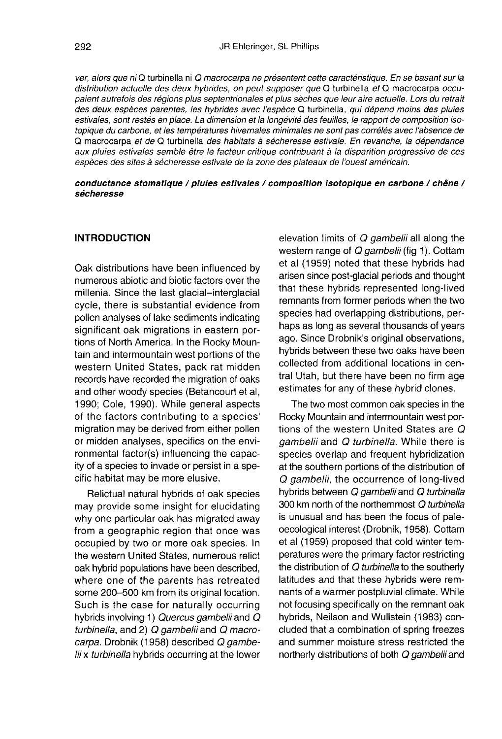*ver, alors que ni* Q turbinella *ni* Q macrocarpa *ne présentent cette caractéristique. En se basant sur la distribution actuelle des deux hybrides, on peut supposer que* Q turbinella *et* Q macrocarpa *occupaient autrefois des régions plus septentrionales et plus sèches que leur aire actuelle. Lors du retrait des deux espèces parentes, les hybrides avec l'espèce* Q turbinella, *qui dépend moins des pluies estivales, sont restés en place. La dimension et la longévité des feuilles, le rapport de composition isotopique du carbone, et les températures hivernales minimales ne sont pas corrélés avec l'absence de* Q macrocarpa *et de* Q turbinella *des habitats à sécheresse estivale. En revanche, la dépendance aux pluies estivales semble être le facteur critique contribuant à la disparition progressive de ces espèces des sites à sécheresse estivale de la zone des plateaux de l'ouest américain.*

***conductance stomatique / pluies estivales / composition isotopique en carbone / chêne / sécheresse***

## INTRODUCTION

Oak distributions have been influenced by numerous abiotic and biotic factors over the millenia. Since the last glacial–interglacial cycle, there is substantial evidence from pollen analyses of lake sediments indicating significant oak migrations in eastern portions of North America. In the Rocky Mountain and intermountain west portions of the western United States, pack rat midden records have recorded the migration of oaks and other woody species (Betancourt et al, 1990; Cole, 1990). While general aspects of the factors contributing to a species' migration may be derived from either pollen or midden analyses, specifics on the environmental factor(s) influencing the capacity of a species to invade or persist in a specific habitat may be more elusive.

Relictual natural hybrids of oak species may provide some insight for elucidating why one particular oak has migrated away from a geographic region that once was occupied by two or more oak species. In the western United States, numerous relict oak hybrid populations have been described, where one of the parents has retreated some 200–500 km from its original location. Such is the case for naturally occurring hybrids involving 1) *Quercus gambelii* and *Q turbinella*, and 2) *Q gambelii* and *Q macrocarpa*. Drobnik (1958) described *Q gambelii* x *turbinella* hybrids occurring at the lower elevation limits of *Q gambelii* all along the western range of *Q gambelii* (fig 1). Cottam et al (1959) noted that these hybrids had arisen since post-glacial periods and thought that these hybrids represented long-lived remnants from former periods when the two species had overlapping distributions, perhaps as long as several thousands of years ago. Since Drobnik's original observations, hybrids between these two oaks have been collected from additional locations in central Utah, but there have been no firm age estimates for any of these hybrid clones.

The two most common oak species in the Rocky Mountain and intermountain west portions of the western United States are *Q gambelii* and *Q turbinella*. While there is species overlap and frequent hybridization at the southern portions of the distribution of *Q gambelii*, the occurrence of long-lived hybrids between *Q gambelii* and *Q turbinella* 300 km north of the northernmost *Q turbinella* is unusual and has been the focus of paleoecological interest (Drobnik, 1958). Cottam et al (1959) proposed that cold winter temperatures were the primary factor restricting the distribution of *Q turbinella* to the southerly latitudes and that these hybrids were remnants of a warmer postpluvial climate. While not focusing specifically on the remnant oak hybrids, Neilson and Wullstein (1983) concluded that a combination of spring freezes and summer moisture stress restricted the northerly distributions of both *Q gambelii* and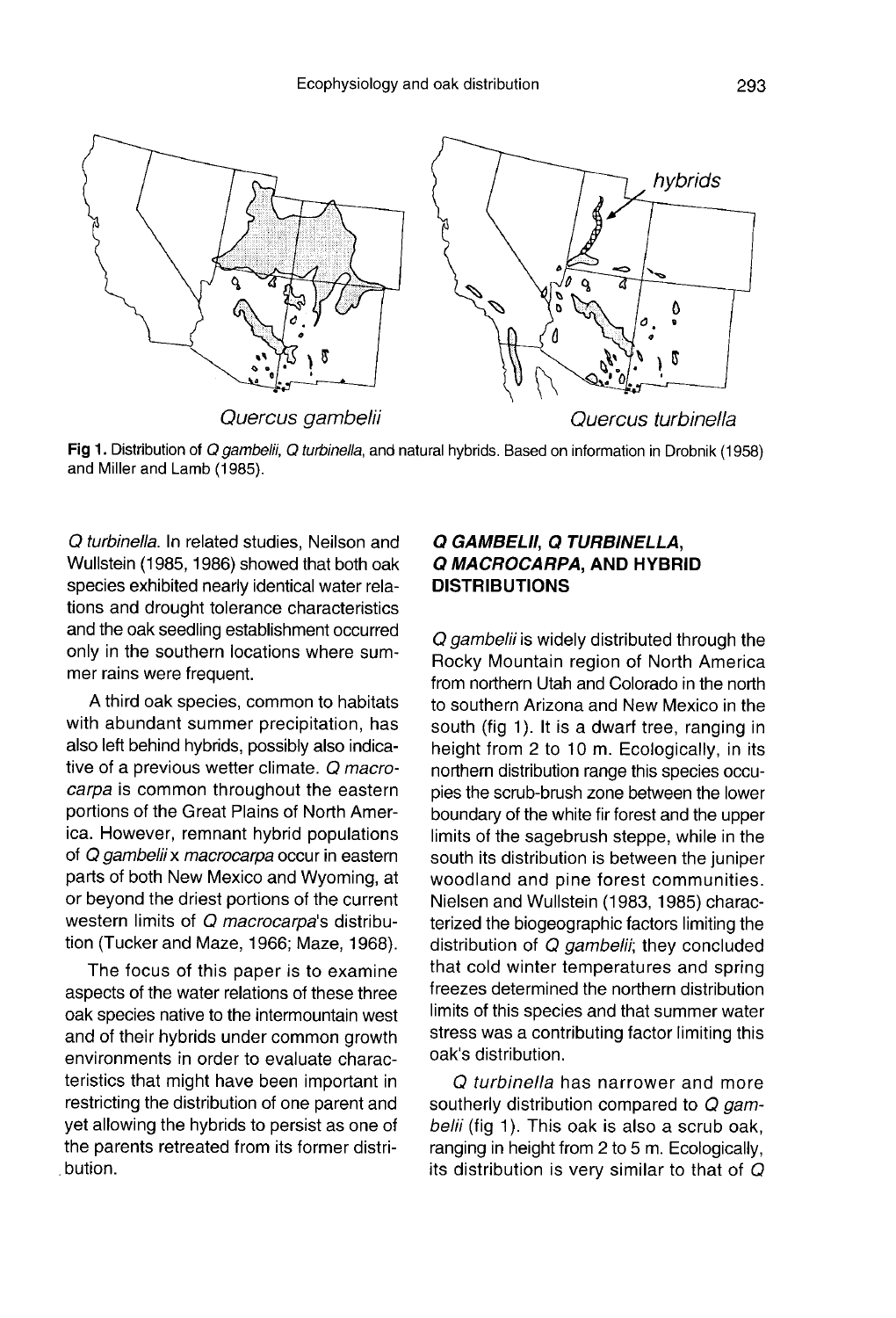Fig 1. Distribution of *Q gambelii*, *Q turbinella*, and natural hybrids. Based on information in Drobnik (1958) and Miller and Lamb (1985).

*Q turbinella*. In related studies, Neilson and Wullstein (1985, 1986) showed that both oak species exhibited nearly identical water relations and drought tolerance characteristics and the oak seedling establishment occurred only in the southern locations where summer rains were frequent.

A third oak species, common to habitats with abundant summer precipitation, has also left behind hybrids, possibly also indicative of a previous wetter climate. *Q macrocarpa* is common throughout the eastern portions of the Great Plains of North America. However, remnant hybrid populations of *Q gambelii* x *macrocarpa* occur in eastern parts of both New Mexico and Wyoming, at or beyond the driest portions of the current western limits of *Q macrocarpa*'s distribution (Tucker and Maze, 1966; Maze, 1968).

The focus of this paper is to examine aspects of the water relations of these three oak species native to the intermountain west and of their hybrids under common growth environments in order to evaluate characteristics that might have been important in restricting the distribution of one parent and yet allowing the hybrids to persist as one of the parents retreated from its former distribution.

## *Q GAMBELII*, *Q TURBINELLA*, *Q MACROCARPA*, AND HYBRID DISTRIBUTIONS

*Q gambelii* is widely distributed through the Rocky Mountain region of North America from northern Utah and Colorado in the north to southern Arizona and New Mexico in the south (fig 1). It is a dwarf tree, ranging in height from 2 to 10 m. Ecologically, in its northern distribution range this species occupies the scrub-brush zone between the lower boundary of the white fir forest and the upper limits of the sagebrush steppe, while in the south its distribution is between the juniper woodland and pine forest communities. Nielsen and Wullstein (1983, 1985) characterized the biogeographic factors limiting the distribution of *Q gambelii*; they concluded that cold winter temperatures and spring freezes determined the northern distribution limits of this species and that summer water stress was a contributing factor limiting this oak's distribution.

*Q turbinella* has narrower and more southerly distribution compared to *Q gambelii* (fig 1). This oak is also a scrub oak, ranging in height from 2 to 5 m. Ecologically, its distribution is very similar to that of *Q*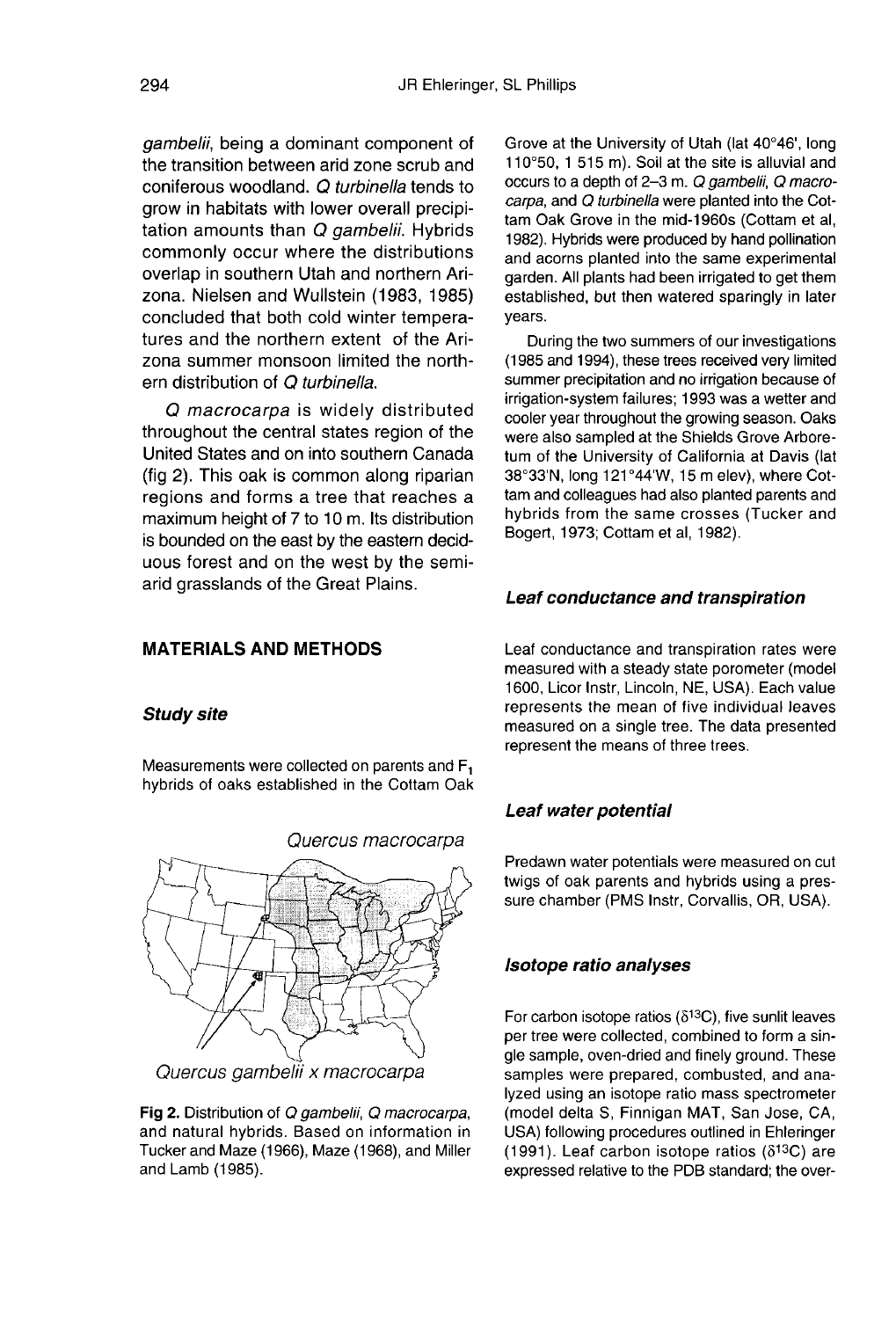*gambelii*, being a dominant component of the transition between arid zone scrub and coniferous woodland. *Q turbinella* tends to grow in habitats with lower overall precipitation amounts than *Q gambelii*. Hybrids commonly occur where the distributions overlap in southern Utah and northern Arizona. Nielsen and Wullstein (1983, 1985) concluded that both cold winter temperatures and the northern extent of the Arizona summer monsoon limited the northern distribution of *Q turbinella*.

*Q macrocarpa* is widely distributed throughout the central states region of the United States and on into southern Canada (fig 2). This oak is common along riparian regions and forms a tree that reaches a maximum height of 7 to 10 m. Its distribution is bounded on the east by the eastern deciduous forest and on the west by the semi-arid grasslands of the Great Plains.

## MATERIALS AND METHODS

### Study site

Measurements were collected on parents and $F_1$ hybrids of oaks established in the Cottam Oak Grove at the University of Utah (lat 40°46', long 110°50, 1 515 m). Soil at the site is alluvial and occurs to a depth of 2–3 m. *Q gambelii*, *Q macrocarpa*, and *Q turbinella* were planted into the Cottam Oak Grove in the mid-1960s (Cottam et al, 1982). Hybrids were produced by hand pollination and acorns planted into the same experimental garden. All plants had been irrigated to get them established, but then watered sparingly in later years.

*Quercus macrocarpa*

*Quercus gambelii x macrocarpa*

**Fig 2.** Distribution of *Q gambelii*, *Q macrocarpa*, and natural hybrids. Based on information in Tucker and Maze (1966), Maze (1968), and Miller and Lamb (1985).

During the two summers of our investigations (1985 and 1994), these trees received very limited summer precipitation and no irrigation because of irrigation-system failures; 1993 was a wetter and cooler year throughout the growing season. Oaks were also sampled at the Shields Grove Arboretum of the University of California at Davis (lat 38°33'N, long 121°44'W, 15 m elev), where Cottam and colleagues had also planted parents and hybrids from the same crosses (Tucker and Bogert, 1973; Cottam et al, 1982).

### Leaf conductance and transpiration

Leaf conductance and transpiration rates were measured with a steady state porometer (model 1600, Licor Instr, Lincoln, NE, USA). Each value represents the mean of five individual leaves measured on a single tree. The data presented represent the means of three trees.

### Leaf water potential

Predawn water potentials were measured on cut twigs of oak parents and hybrids using a pressure chamber (PMS Instr, Corvallis, OR, USA).

### Isotope ratio analyses

For carbon isotope ratios ($\delta^{13}C$), five sunlit leaves per tree were collected, combined to form a single sample, oven-dried and finely ground. These samples were prepared, combusted, and analyzed using an isotope ratio mass spectrometer (model delta S, Finnigan MAT, San Jose, CA, USA) following procedures outlined in Ehleringer (1991). Leaf carbon isotope ratios ($\delta^{13}C$) are expressed relative to the PDB standard; the over-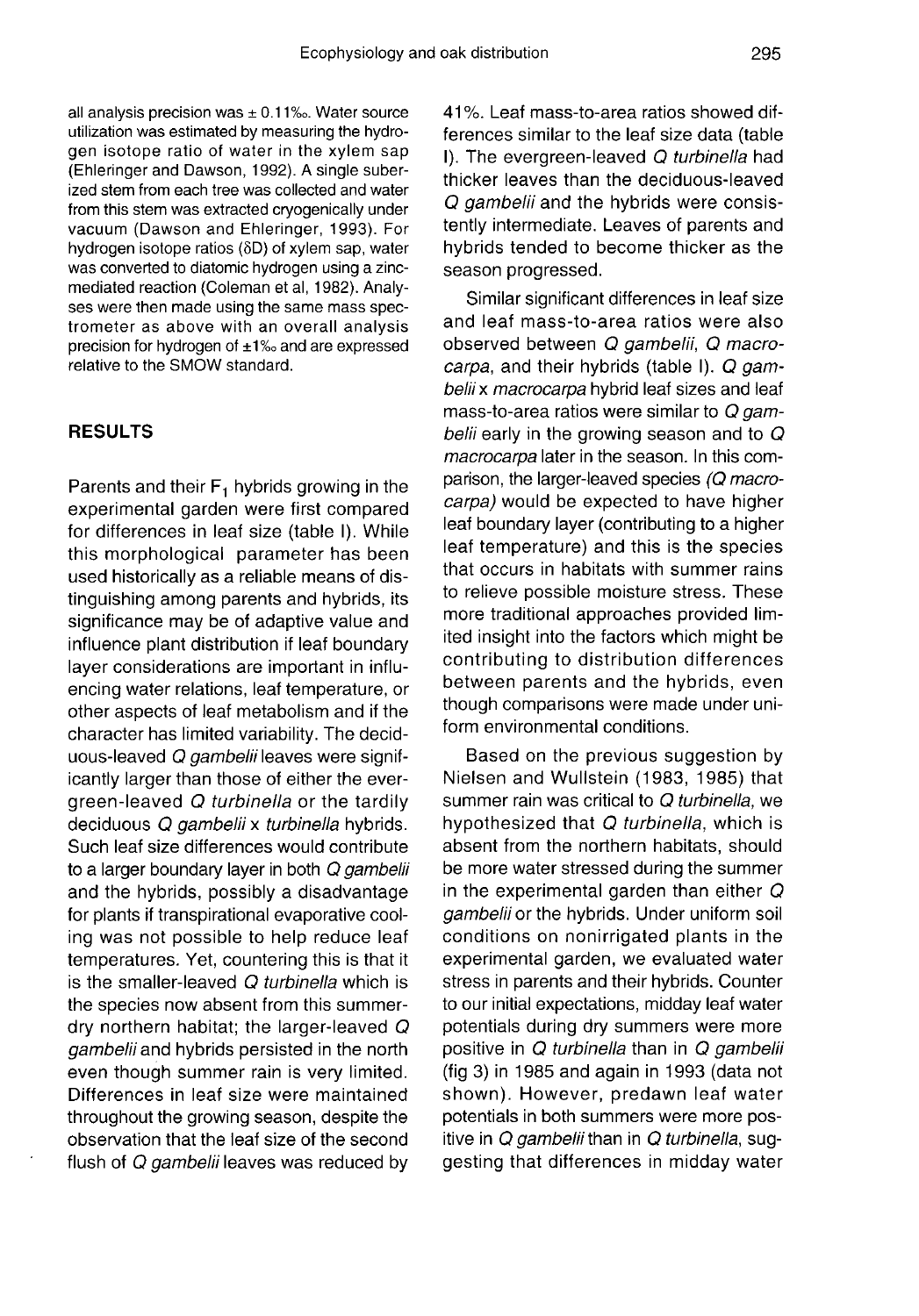all analysis precision was ± 0.11‰. Water source utilization was estimated by measuring the hydrogen isotope ratio of water in the xylem sap (Ehleringer and Dawson, 1992). A single suberized stem from each tree was collected and water from this stem was extracted cryogenically under vacuum (Dawson and Ehleringer, 1993). For hydrogen isotope ratios (δD) of xylem sap, water was converted to diatomic hydrogen using a zinc-mediated reaction (Coleman et al, 1982). Analyses were then made using the same mass spectrometer as above with an overall analysis precision for hydrogen of ±1‰ and are expressed relative to the SMOW standard.

## RESULTS

Parents and their $F_1$ hybrids growing in the experimental garden were first compared for differences in leaf size (table I). While this morphological parameter has been used historically as a reliable means of distinguishing among parents and hybrids, its significance may be of adaptive value and influence plant distribution if leaf boundary layer considerations are important in influencing water relations, leaf temperature, or other aspects of leaf metabolism and if the character has limited variability. The deciduous-leaved *Q gambelii* leaves were significantly larger than those of either the evergreen-leaved *Q turbinella* or the tardily deciduous *Q gambelii* x *turbinella* hybrids. Such leaf size differences would contribute to a larger boundary layer in both *Q gambelii* and the hybrids, possibly a disadvantage for plants if transpirational evaporative cooling was not possible to help reduce leaf temperatures. Yet, countering this is that it is the smaller-leaved *Q turbinella* which is the species now absent from this summer-dry northern habitat; the larger-leaved *Q gambelii* and hybrids persisted in the north even though summer rain is very limited. Differences in leaf size were maintained throughout the growing season, despite the observation that the leaf size of the second flush of *Q gambelii* leaves was reduced by 41%. Leaf mass-to-area ratios showed differences similar to the leaf size data (table I). The evergreen-leaved *Q turbinella* had thicker leaves than the deciduous-leaved *Q gambelii* and the hybrids were consistently intermediate. Leaves of parents and hybrids tended to become thicker as the season progressed.

Similar significant differences in leaf size and leaf mass-to-area ratios were also observed between *Q gambelii*, *Q macrocarpa*, and their hybrids (table I). *Q gambelii* x *macrocarpa* hybrid leaf sizes and leaf mass-to-area ratios were similar to *Q gambelii* early in the growing season and to *Q macrocarpa* later in the season. In this comparison, the larger-leaved species (*Q macrocarpa*) would be expected to have higher leaf boundary layer (contributing to a higher leaf temperature) and this is the species that occurs in habitats with summer rains to relieve possible moisture stress. These more traditional approaches provided limited insight into the factors which might be contributing to distribution differences between parents and the hybrids, even though comparisons were made under uniform environmental conditions.

Based on the previous suggestion by Nielsen and Wullstein (1983, 1985) that summer rain was critical to *Q turbinella*, we hypothesized that *Q turbinella*, which is absent from the northern habitats, should be more water stressed during the summer in the experimental garden than either *Q gambelii* or the hybrids. Under uniform soil conditions on nonirrigated plants in the experimental garden, we evaluated water stress in parents and their hybrids. Counter to our initial expectations, midday leaf water potentials during dry summers were more positive in *Q turbinella* than in *Q gambelii* (fig 3) in 1985 and again in 1993 (data not shown). However, predawn leaf water potentials in both summers were more positive in *Q gambelii* than in *Q turbinella*, suggesting that differences in midday water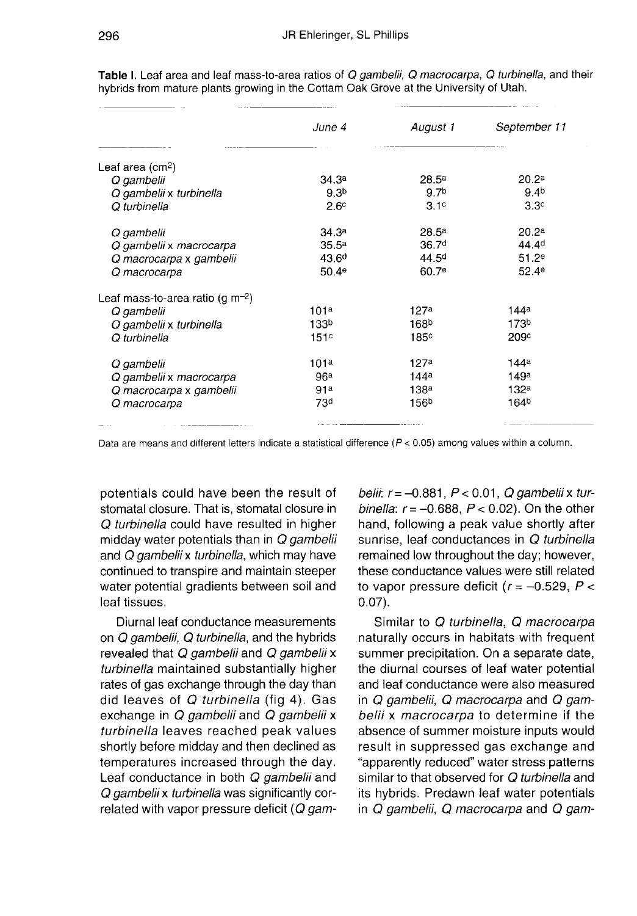**Table I.** Leaf area and leaf mass-to-area ratios of *Q gambelii*, *Q macrocarpa*, *Q turbinella*, and their hybrids from mature plants growing in the Cottam Oak Grove at the University of Utah.

| | *June 4* | *August 1* | *September 11* |
|---|---|---|---|
| Leaf area ($cm^2$) | | | |
| *Q gambelii* | 34.3[a] | 28.5[a] | 20.2[a] |
| *Q gambelii* x *turbinella* | 9.3[b] | 9.7[b] | 9.4[b] |
| *Q turbinella* | 2.6[c] | 3.1[c] | 3.3[c] |
| | | | |
| *Q gambelii* | 34.3[a] | 28.5[a] | 20.2[a] |
| *Q gambelii* x *macrocarpa* | 35.5[a] | 36.7[d] | 44.4[d] |
| *Q macrocarpa* x *gambelii* | 43.6[d] | 44.5[d] | 51.2[e] |
| *Q macrocarpa* | 50.4[e] | 60.7[e] | 52.4[e] |
| Leaf mass-to-area ratio ($g\ m^{-2}$) | | | |
| *Q gambelii* | 101[a] | 127[a] | 144[a] |
| *Q gambelii* x *turbinella* | 133[b] | 168[b] | 173[b] |
| *Q turbinella* | 151[c] | 185[c] | 209[c] |
| | | | |
| *Q gambelii* | 101[a] | 127[a] | 144[a] |
| *Q gambelii* x *macrocarpa* | 96[a] | 144[a] | 149[a] |
| *Q macrocarpa* x *gambelii* | 91[a] | 138[a] | 132[a] |
| *Q macrocarpa* | 73[d] | 156[b] | 164[b] |

Data are means and different letters indicate a statistical difference ($P < 0.05$) among values within a column.

potentials could have been the result of stomatal closure. That is, stomatal closure in *Q turbinella* could have resulted in higher midday water potentials than in *Q gambelii* and *Q gambelii* x *turbinella*, which may have continued to transpire and maintain steeper water potential gradients between soil and leaf tissues.

Diurnal leaf conductance measurements on *Q gambelii*, *Q turbinella*, and the hybrids revealed that *Q gambelii* and *Q gambelii* x *turbinella* maintained substantially higher rates of gas exchange through the day than did leaves of *Q turbinella* (fig 4). Gas exchange in *Q gambelii* and *Q gambelii* x *turbinella* leaves reached peak values shortly before midday and then declined as temperatures increased through the day. Leaf conductance in both *Q gambelii* and *Q gambelii* x *turbinella* was significantly correlated with vapor pressure deficit (*Q gambelii*: $r = -0.881$, $P < 0.01$, *Q gambelii* x *turbinella*: $r = -0.688$, $P < 0.02$). On the other hand, following a peak value shortly after sunrise, leaf conductances in *Q turbinella* remained low throughout the day; however, these conductance values were still related to vapor pressure deficit ($r = -0.529$, $P < 0.07$).

Similar to *Q turbinella*, *Q macrocarpa* naturally occurs in habitats with frequent summer precipitation. On a separate date, the diurnal courses of leaf water potential and leaf conductance were also measured in *Q gambelii*, *Q macrocarpa* and *Q gambelii* x *macrocarpa* to determine if the absence of summer moisture inputs would result in suppressed gas exchange and "apparently reduced" water stress patterns similar to that observed for *Q turbinella* and its hybrids. Predawn leaf water potentials in *Q gambelii*, *Q macrocarpa* and *Q gam-*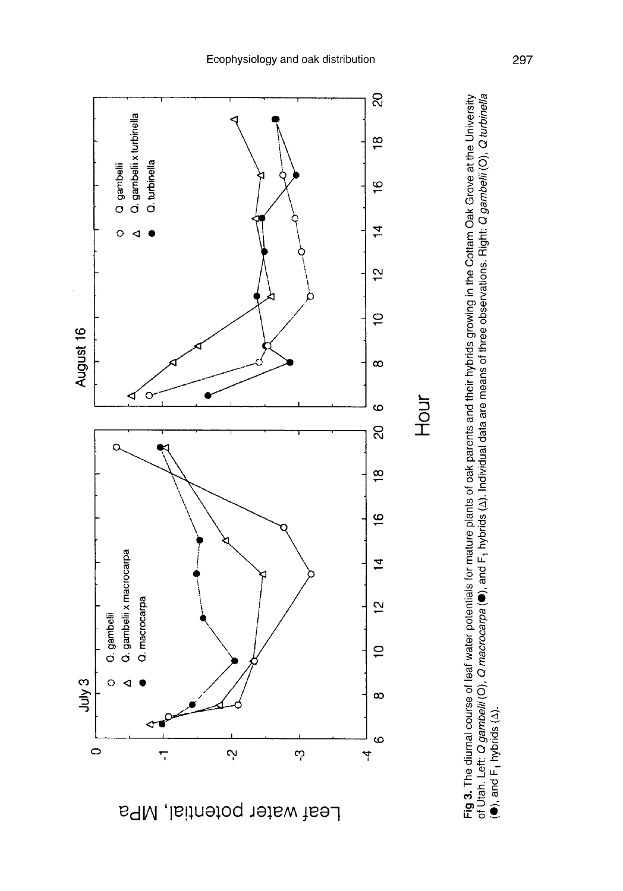**Fig 3.** The diurnal course of leaf water potentials for mature plants of oak parents and their hybrids growing in the Cottam Oak Grove at the University of Utah. Left: *Q gambelii* (O), *Q macrocarpa* (●), and $F_1$ hybrids (Δ). Individual data are means of three observations. Right: *Q gambelii* (O), *Q turbinella* (●), and $F_1$ hybrids (Δ).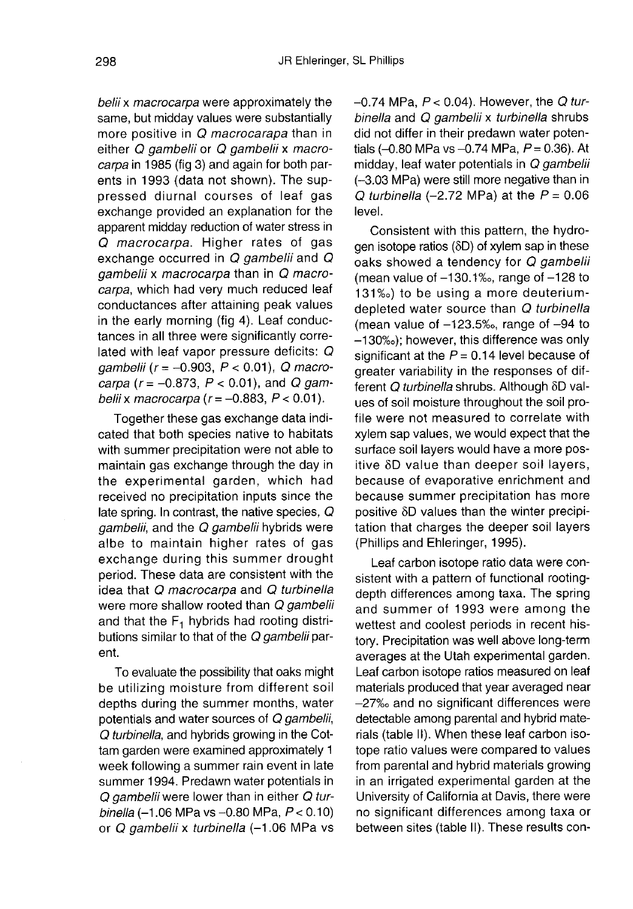*belii* x *macrocarpa* were approximately the same, but midday values were substantially more positive in *Q macrocarapa* than in either *Q gambelii* or *Q gambelii* x *macrocarpa* in 1985 (fig 3) and again for both parents in 1993 (data not shown). The suppressed diurnal courses of leaf gas exchange provided an explanation for the apparent midday reduction of water stress in *Q macrocarpa*. Higher rates of gas exchange occurred in *Q gambelii* and *Q gambelii* x *macrocarpa* than in *Q macrocarpa*, which had very much reduced leaf conductances after attaining peak values in the early morning (fig 4). Leaf conductances in all three were significantly correlated with leaf vapor pressure deficits: *Q gambelii* ($r = -0.903$, $P < 0.01$), *Q macrocarpa* ($r = -0.873$, $P < 0.01$), and *Q gambelii* x *macrocarpa* ($r = -0.883$, $P < 0.01$).

Together these gas exchange data indicated that both species native to habitats with summer precipitation were not able to maintain gas exchange through the day in the experimental garden, which had received no precipitation inputs since the late spring. In contrast, the native species, *Q gambelii*, and the *Q gambelii* hybrids were albe to maintain higher rates of gas exchange during this summer drought period. These data are consistent with the idea that *Q macrocarpa* and *Q turbinella* were more shallow rooted than *Q gambelii* and that the $F_1$ hybrids had rooting distributions similar to that of the *Q gambelii* parent.

To evaluate the possibility that oaks might be utilizing moisture from different soil depths during the summer months, water potentials and water sources of *Q gambelii*, *Q turbinella*, and hybrids growing in the Cottam garden were examined approximately 1 week following a summer rain event in late summer 1994. Predawn water potentials in *Q gambelii* were lower than in either *Q turbinella* (−1.06 MPa vs −0.80 MPa, $P < 0.10$) or *Q gambelii* x *turbinella* (−1.06 MPa vs −0.74 MPa, $P < 0.04$). However, the *Q turbinella* and *Q gambelii* x *turbinella* shrubs did not differ in their predawn water potentials (−0.80 MPa vs −0.74 MPa, $P = 0.36$). At midday, leaf water potentials in *Q gambelii* (−3.03 MPa) were still more negative than in *Q turbinella* (−2.72 MPa) at the $P = 0.06$ level.

Consistent with this pattern, the hydrogen isotope ratios (δD) of xylem sap in these oaks showed a tendency for *Q gambelii* (mean value of −130.1‰, range of −128 to 131‰) to be using a more deuterium-depleted water source than *Q turbinella* (mean value of −123.5‰, range of −94 to −130‰); however, this difference was only significant at the $P = 0.14$ level because of greater variability in the responses of different *Q turbinella* shrubs. Although δD values of soil moisture throughout the soil profile were not measured to correlate with xylem sap values, we would expect that the surface soil layers would have a more positive δD value than deeper soil layers, because of evaporative enrichment and because summer precipitation has more positive δD values than the winter precipitation that charges the deeper soil layers (Phillips and Ehleringer, 1995).

Leaf carbon isotope ratio data were consistent with a pattern of functional rooting-depth differences among taxa. The spring and summer of 1993 were among the wettest and coolest periods in recent history. Precipitation was well above long-term averages at the Utah experimental garden. Leaf carbon isotope ratios measured on leaf materials produced that year averaged near −27‰ and no significant differences were detectable among parental and hybrid materials (table II). When these leaf carbon isotope ratio values were compared to values from parental and hybrid materials growing in an irrigated experimental garden at the University of California at Davis, there were no significant differences among taxa or between sites (table II). These results con-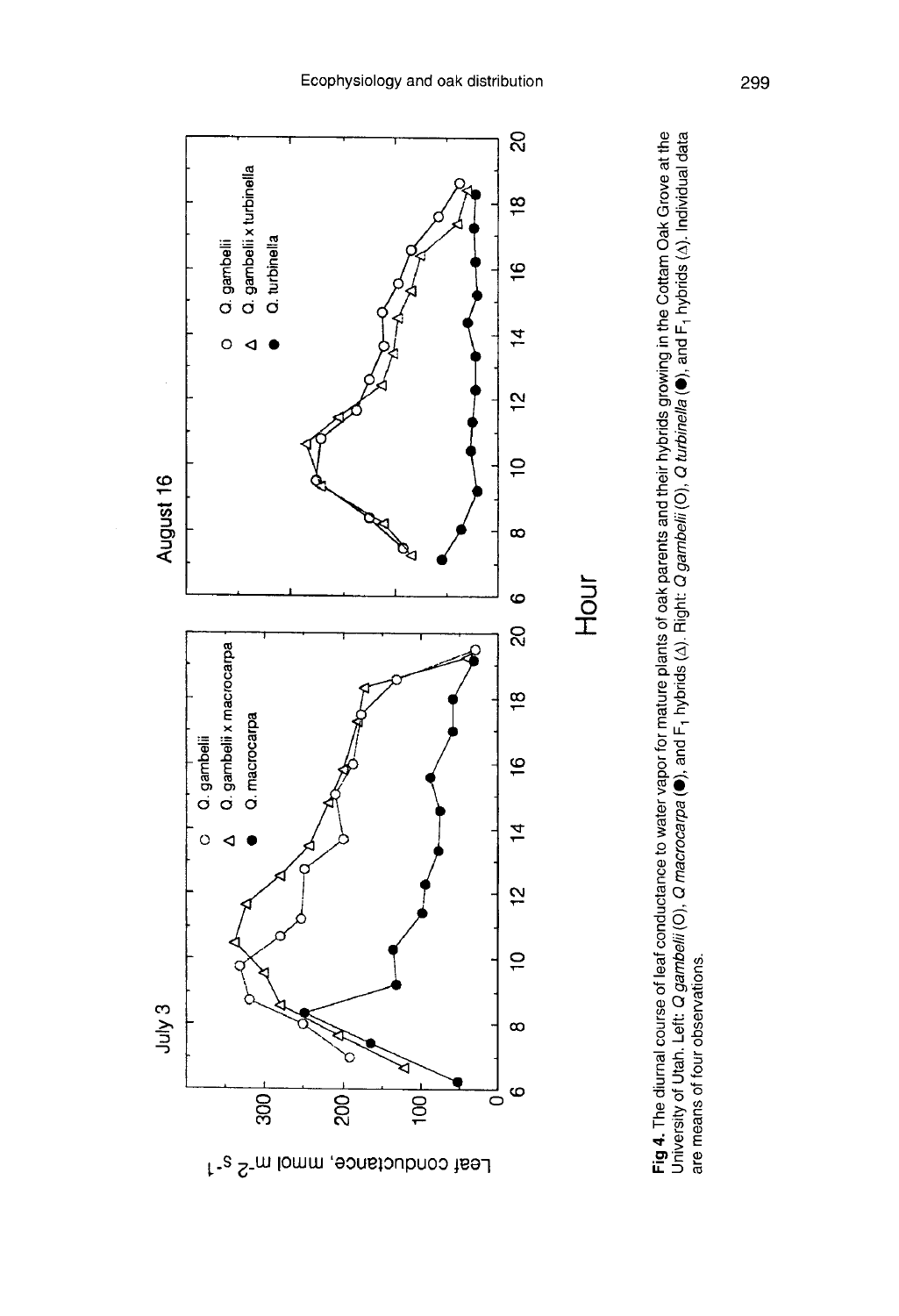**Fig 4.** The diurnal course of leaf conductance to water vapor for mature plants of oak parents and their hybrids growing in the Cottam Oak Grove at the University of Utah. Left: *Q gambelii* (○), *Q macrocarpa* (●), and $F_1$ hybrids (△). Right: *Q gambelii* (○), *Q turbinella* (●), and $F_1$ hybrids (△). Individual data are means of four observations.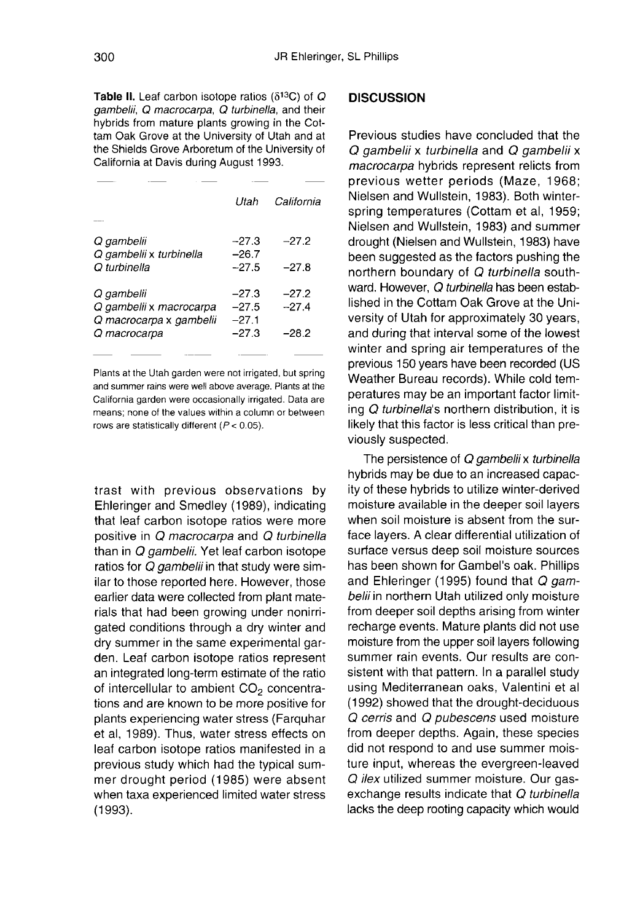**Table II.** Leaf carbon isotope ratios ($\delta^{13}C$) of *Q gambelii*, *Q macrocarpa*, *Q turbinella*, and their hybrids from mature plants growing in the Cottam Oak Grove at the University of Utah and at the Shields Grove Arboretum of the University of California at Davis during August 1993.

| | Utah | California |
|---|---|---|
| *Q gambelii* | −27.3 | −27.2 |
| *Q gambelii* x *turbinella* | −26.7 | |
| *Q turbinella* | −27.5 | −27.8 |
| | | |
| *Q gambelii* | −27.3 | −27.2 |
| *Q gambelii* x *macrocarpa* | −27.5 | −27.4 |
| *Q macrocarpa* x *gambelii* | −27.1 | |
| *Q macrocarpa* | −27.3 | −28.2 |

Plants at the Utah garden were not irrigated, but spring and summer rains were well above average. Plants at the California garden were occasionally irrigated. Data are means; none of the values within a column or between rows are statistically different ($P < 0.05$).

trast with previous observations by Ehleringer and Smedley (1989), indicating that leaf carbon isotope ratios were more positive in *Q macrocarpa* and *Q turbinella* than in *Q gambelii*. Yet leaf carbon isotope ratios for *Q gambelii* in that study were similar to those reported here. However, those earlier data were collected from plant materials that had been growing under nonirrigated conditions through a dry winter and dry summer in the same experimental garden. Leaf carbon isotope ratios represent an integrated long-term estimate of the ratio of intercellular to ambient $CO_2$ concentrations and are known to be more positive for plants experiencing water stress (Farquhar et al, 1989). Thus, water stress effects on leaf carbon isotope ratios manifested in a previous study which had the typical summer drought period (1985) were absent when taxa experienced limited water stress (1993).

## DISCUSSION

Previous studies have concluded that the *Q gambelii* x *turbinella* and *Q gambelii* x *macrocarpa* hybrids represent relicts from previous wetter periods (Maze, 1968; Nielsen and Wullstein, 1983). Both winter-spring temperatures (Cottam et al, 1959; Nielsen and Wullstein, 1983) and summer drought (Nielsen and Wullstein, 1983) have been suggested as the factors pushing the northern boundary of *Q turbinella* southward. However, *Q turbinella* has been established in the Cottam Oak Grove at the University of Utah for approximately 30 years, and during that interval some of the lowest winter and spring air temperatures of the previous 150 years have been recorded (US Weather Bureau records). While cold temperatures may be an important factor limiting *Q turbinella*'s northern distribution, it is likely that this factor is less critical than previously suspected.

The persistence of *Q gambelii* x *turbinella* hybrids may be due to an increased capacity of these hybrids to utilize winter-derived moisture available in the deeper soil layers when soil moisture is absent from the surface layers. A clear differential utilization of surface versus deep soil moisture sources has been shown for Gambel's oak. Phillips and Ehleringer (1995) found that *Q gambelii* in northern Utah utilized only moisture from deeper soil depths arising from winter recharge events. Mature plants did not use moisture from the upper soil layers following summer rain events. Our results are consistent with that pattern. In a parallel study using Mediterranean oaks, Valentini et al (1992) showed that the drought-deciduous *Q cerris* and *Q pubescens* used moisture from deeper depths. Again, these species did not respond to and use summer moisture input, whereas the evergreen-leaved *Q ilex* utilized summer moisture. Our gas-exchange results indicate that *Q turbinella* lacks the deep rooting capacity which would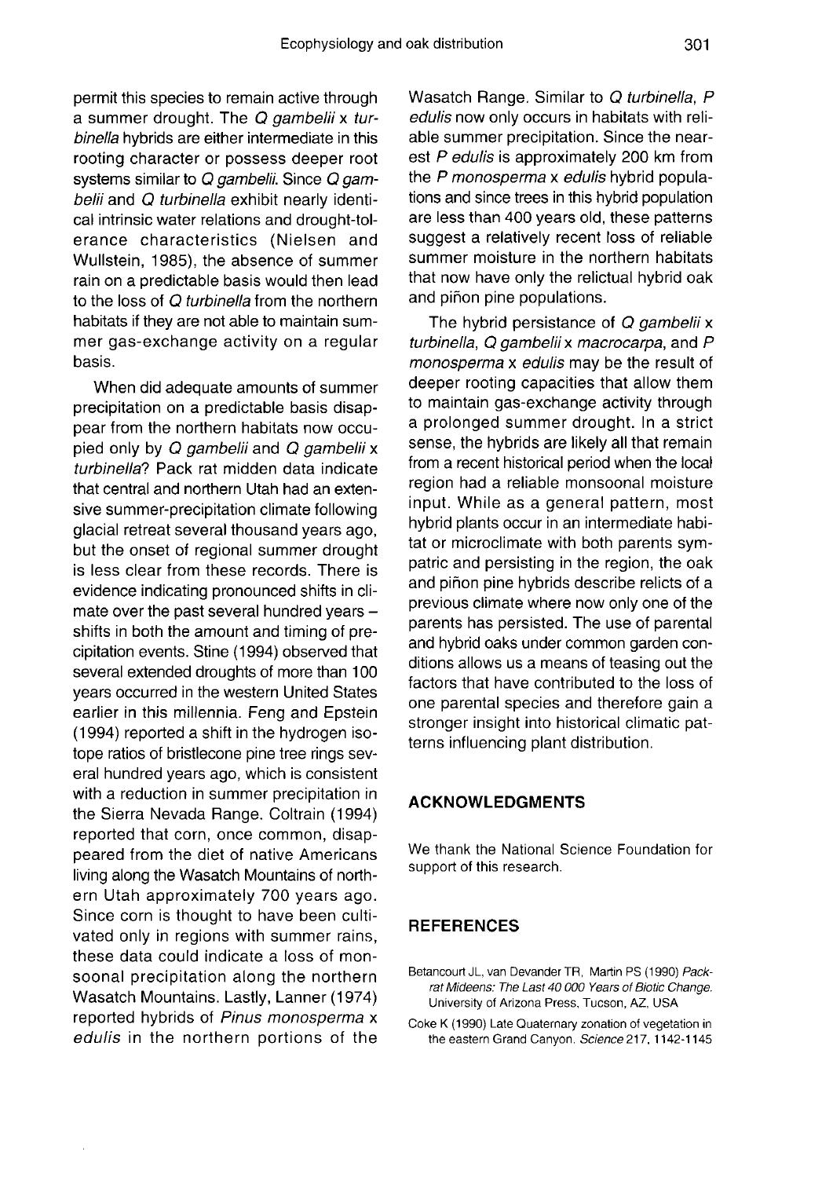permit this species to remain active through a summer drought. The *Q gambelii* x *turbinella* hybrids are either intermediate in this rooting character or possess deeper root systems similar to *Q gambelii*. Since *Q gambelii* and *Q turbinella* exhibit nearly identical intrinsic water relations and drought-tolerance characteristics (Nielsen and Wullstein, 1985), the absence of summer rain on a predictable basis would then lead to the loss of *Q turbinella* from the northern habitats if they are not able to maintain summer gas-exchange activity on a regular basis.

When did adequate amounts of summer precipitation on a predictable basis disappear from the northern habitats now occupied only by *Q gambelii* and *Q gambelii* x *turbinella*? Pack rat midden data indicate that central and northern Utah had an extensive summer-precipitation climate following glacial retreat several thousand years ago, but the onset of regional summer drought is less clear from these records. There is evidence indicating pronounced shifts in climate over the past several hundred years – shifts in both the amount and timing of precipitation events. Stine (1994) observed that several extended droughts of more than 100 years occurred in the western United States earlier in this millennia. Feng and Epstein (1994) reported a shift in the hydrogen isotope ratios of bristlecone pine tree rings several hundred years ago, which is consistent with a reduction in summer precipitation in the Sierra Nevada Range. Coltrain (1994) reported that corn, once common, disappeared from the diet of native Americans living along the Wasatch Mountains of northern Utah approximately 700 years ago. Since corn is thought to have been cultivated only in regions with summer rains, these data could indicate a loss of monsoonal precipitation along the northern Wasatch Mountains. Lastly, Lanner (1974) reported hybrids of *Pinus monosperma* x *edulis* in the northern portions of the Wasatch Range. Similar to *Q turbinella*, *P edulis* now only occurs in habitats with reliable summer precipitation. Since the nearest *P edulis* is approximately 200 km from the *P monosperma* x *edulis* hybrid populations and since trees in this hybrid population are less than 400 years old, these patterns suggest a relatively recent loss of reliable summer moisture in the northern habitats that now have only the relictual hybrid oak and piñon pine populations.

The hybrid persistance of *Q gambelii* x *turbinella*, *Q gambelii* x *macrocarpa*, and *P monosperma* x *edulis* may be the result of deeper rooting capacities that allow them to maintain gas-exchange activity through a prolonged summer drought. In a strict sense, the hybrids are likely all that remain from a recent historical period when the local region had a reliable monsoonal moisture input. While as a general pattern, most hybrid plants occur in an intermediate habitat or microclimate with both parents sympatric and persisting in the region, the oak and piñon pine hybrids describe relicts of a previous climate where now only one of the parents has persisted. The use of parental and hybrid oaks under common garden conditions allows us a means of teasing out the factors that have contributed to the loss of one parental species and therefore gain a stronger insight into historical climatic patterns influencing plant distribution.

## ACKNOWLEDGMENTS

We thank the National Science Foundation for support of this research.

## REFERENCES

Betancourt JL, van Devander TR, Martin PS (1990) *Packrat Mideens: The Last 40 000 Years of Biotic Change.* University of Arizona Press, Tucson, AZ, USA

Coke K (1990) Late Quaternary zonation of vegetation in the eastern Grand Canyon. *Science* 217, 1142-1145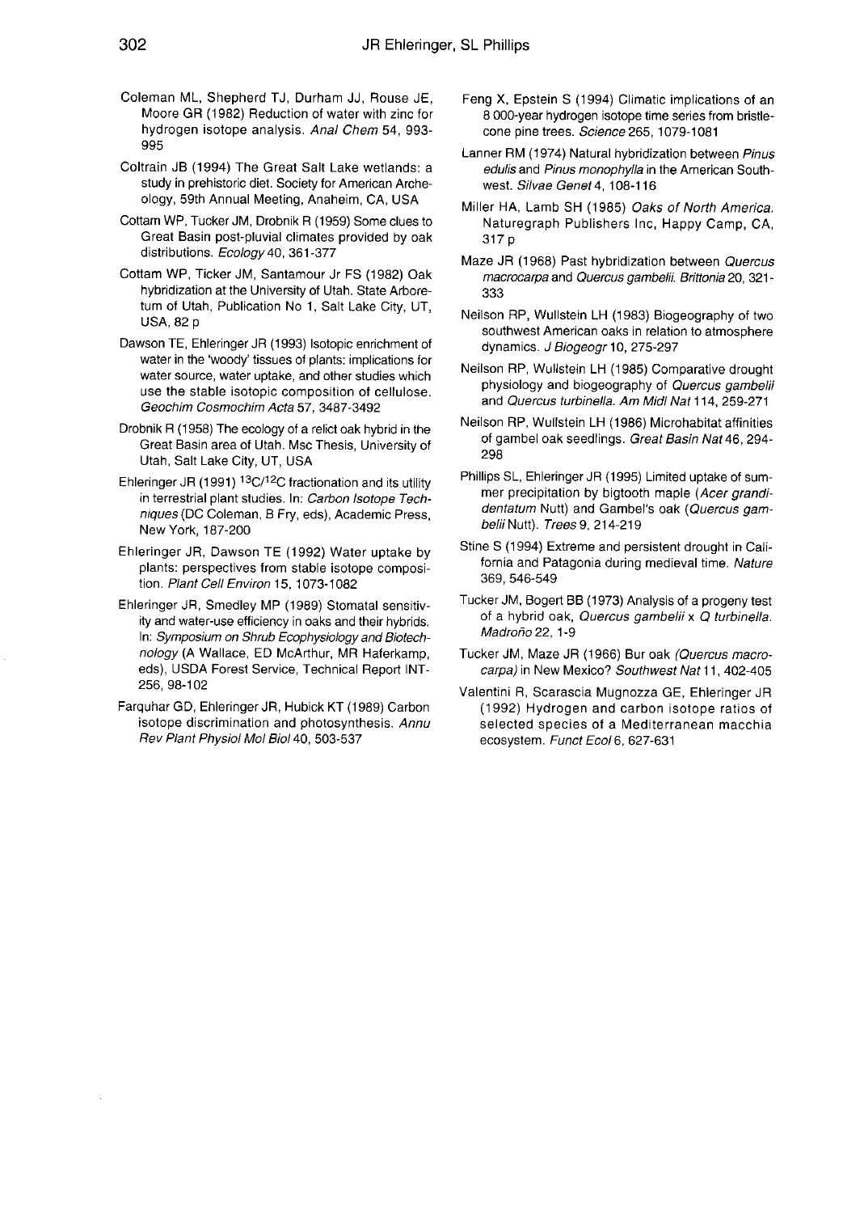Coleman ML, Shepherd TJ, Durham JJ, Rouse JE, Moore GR (1982) Reduction of water with zinc for hydrogen isotope analysis. *Anal Chem* 54, 993-995

Coltrain JB (1994) The Great Salt Lake wetlands: a study in prehistoric diet. Society for American Archeology, 59th Annual Meeting, Anaheim, CA, USA

Cottam WP, Tucker JM, Drobnik R (1959) Some clues to Great Basin post-pluvial climates provided by oak distributions. *Ecology* 40, 361-377

Cottam WP, Ticker JM, Santamour Jr FS (1982) Oak hybridization at the University of Utah. State Arboretum of Utah, Publication No 1, Salt Lake City, UT, USA, 82 p

Dawson TE, Ehleringer JR (1993) Isotopic enrichment of water in the 'woody' tissues of plants: implications for water source, water uptake, and other studies which use the stable isotopic composition of cellulose. *Geochim Cosmochim Acta* 57, 3487-3492

Drobnik R (1958) The ecology of a relict oak hybrid in the Great Basin area of Utah. Msc Thesis, University of Utah, Salt Lake City, UT, USA

Ehleringer JR (1991) $^{13}C/^{12}C$ fractionation and its utility in terrestrial plant studies. In: *Carbon Isotope Techniques* (DC Coleman, B Fry, eds), Academic Press, New York, 187-200

Ehleringer JR, Dawson TE (1992) Water uptake by plants: perspectives from stable isotope composition. *Plant Cell Environ* 15, 1073-1082

Ehleringer JR, Smedley MP (1989) Stomatal sensitivity and water-use efficiency in oaks and their hybrids. In: *Symposium on Shrub Ecophysiology and Biotechnology* (A Wallace, ED McArthur, MR Haferkamp, eds), USDA Forest Service, Technical Report INT-256, 98-102

Farquhar GD, Ehleringer JR, Hubick KT (1989) Carbon isotope discrimination and photosynthesis. *Annu Rev Plant Physiol Mol Biol* 40, 503-537

Feng X, Epstein S (1994) Climatic implications of an 8 000-year hydrogen isotope time series from bristle-cone pine trees. *Science* 265, 1079-1081

Lanner RM (1974) Natural hybridization between *Pinus edulis* and *Pinus monophylla* in the American Southwest. *Silvae Genet* 4, 108-116

Miller HA, Lamb SH (1985) *Oaks of North America*. Naturegraph Publishers Inc, Happy Camp, CA, 317 p

Maze JR (1968) Past hybridization between *Quercus macrocarpa* and *Quercus gambelii*. *Brittonia* 20, 321-333

Neilson RP, Wullstein LH (1983) Biogeography of two southwest American oaks in relation to atmosphere dynamics. *J Biogeogr* 10, 275-297

Neilson RP, Wullstein LH (1985) Comparative drought physiology and biogeography of *Quercus gambelii* and *Quercus turbinella*. *Am Midl Nat* 114, 259-271

Neilson RP, Wullstein LH (1986) Microhabitat affinities of gambel oak seedlings. *Great Basin Nat* 46, 294-298

Phillips SL, Ehleringer JR (1995) Limited uptake of summer precipitation by bigtooth maple (*Acer grandidentatum* Nutt) and Gambel's oak (*Quercus gambelii* Nutt). *Trees* 9, 214-219

Stine S (1994) Extreme and persistent drought in California and Patagonia during medieval time. *Nature* 369, 546-549

Tucker JM, Bogert BB (1973) Analysis of a progeny test of a hybrid oak, *Quercus gambelii* x *Q turbinella*. *Madroño* 22, 1-9

Tucker JM, Maze JR (1966) Bur oak *(Quercus macrocarpa)* in New Mexico? *Southwest Nat* 11, 402-405

Valentini R, Scarascia Mugnozza GE, Ehleringer JR (1992) Hydrogen and carbon isotope ratios of selected species of a Mediterranean macchia ecosystem. *Funct Ecol* 6, 627-631